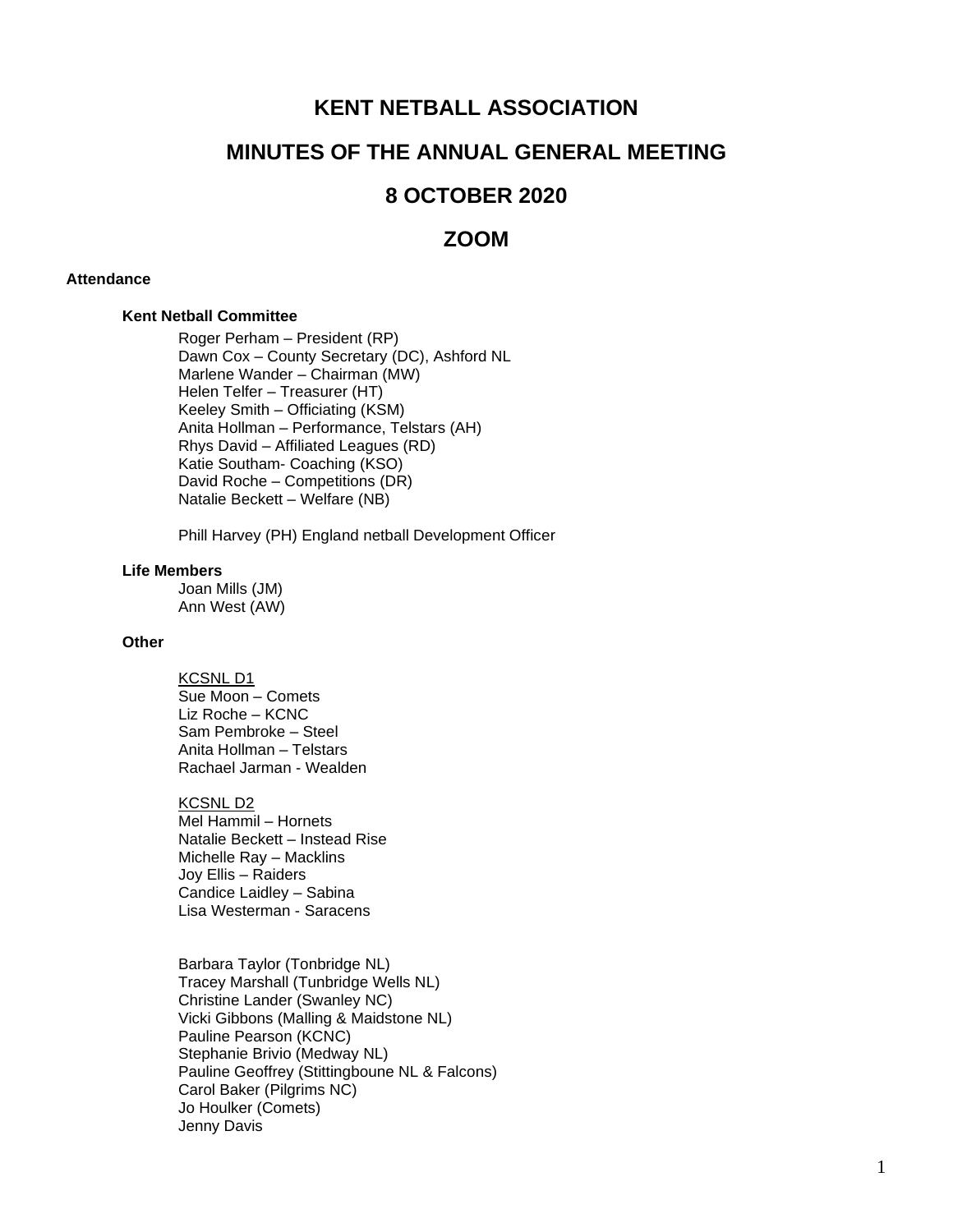# KENT NETBALL ASSOCIATION

## MINUTES OF THE ANNUAL GENERAL MEETING

## 8 OCTOBER 2020

## ZOOM

**Attendance**

**Kent Netball Committee**

Roger Perham – President (RP)
Dawn Cox – County Secretary (DC), Ashford NL
Marlene Wander – Chairman (MW)
Helen Telfer – Treasurer (HT)
Keeley Smith – Officiating (KSM)
Anita Hollman – Performance, Telstars (AH)
Rhys David – Affiliated Leagues (RD)
Katie Southam- Coaching (KSO)
David Roche – Competitions (DR)
Natalie Beckett – Welfare (NB)

Phill Harvey (PH) England netball Development Officer

**Life Members**

Joan Mills (JM)
Ann West (AW)

**Other**

<u>KCSNL D1</u>
Sue Moon – Comets
Liz Roche – KCNC
Sam Pembroke – Steel
Anita Hollman – Telstars
Rachael Jarman - Wealden

<u>KCSNL D2</u>
Mel Hammil – Hornets
Natalie Beckett – Instead Rise
Michelle Ray – Macklins
Joy Ellis – Raiders
Candice Laidley – Sabina
Lisa Westerman - Saracens

Barbara Taylor (Tonbridge NL)
Tracey Marshall (Tunbridge Wells NL)
Christine Lander (Swanley NC)
Vicki Gibbons (Malling & Maidstone NL)
Pauline Pearson (KCNC)
Stephanie Brivio (Medway NL)
Pauline Geoffrey (Stittingboune NL & Falcons)
Carol Baker (Pilgrims NC)
Jo Houlker (Comets)
Jenny Davis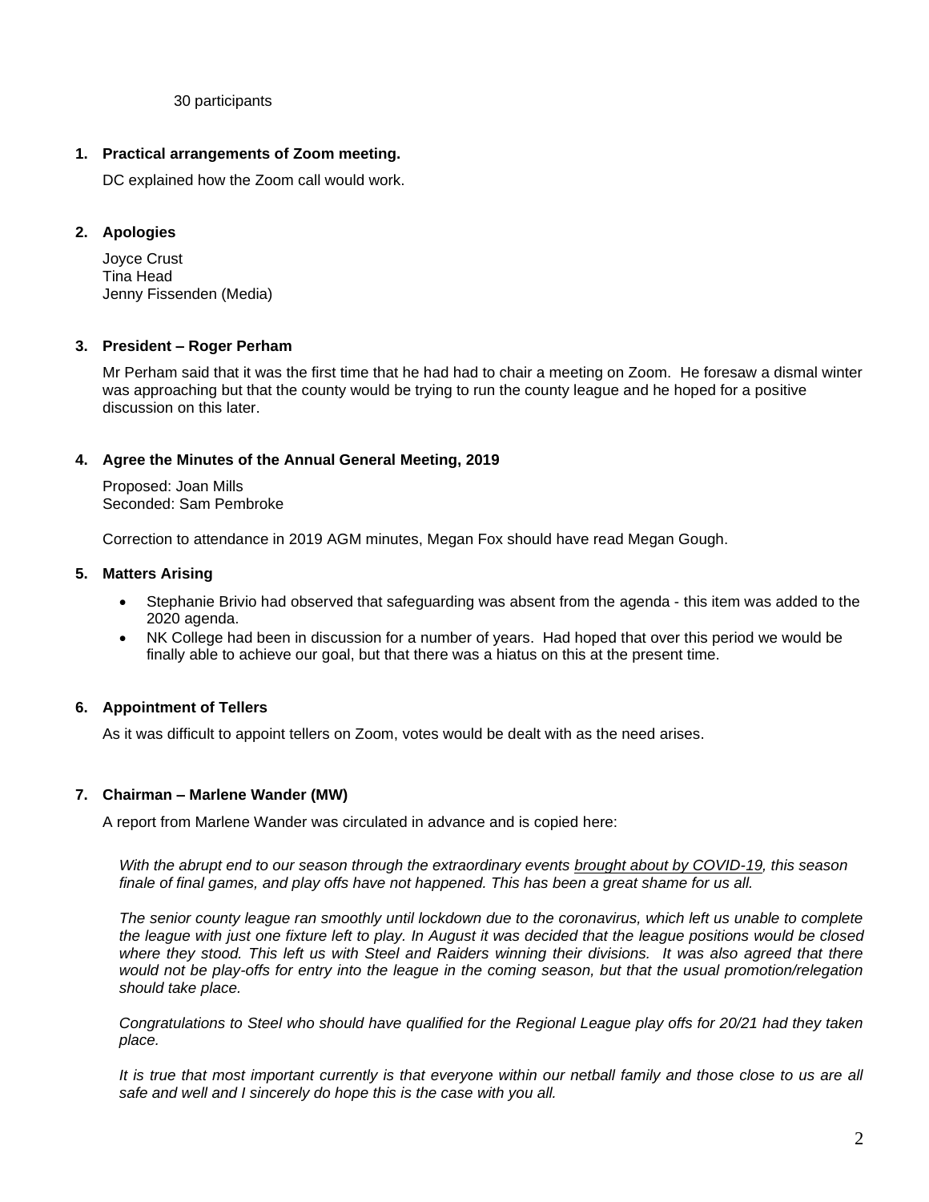30 participants

**1. Practical arrangements of Zoom meeting.**

DC explained how the Zoom call would work.

**2. Apologies**

Joyce Crust
Tina Head
Jenny Fissenden (Media)

**3. President – Roger Perham**

Mr Perham said that it was the first time that he had had to chair a meeting on Zoom. He foresaw a dismal winter was approaching but that the county would be trying to run the county league and he hoped for a positive discussion on this later.

**4. Agree the Minutes of the Annual General Meeting, 2019**

Proposed: Joan Mills
Seconded: Sam Pembroke

Correction to attendance in 2019 AGM minutes, Megan Fox should have read Megan Gough.

**5. Matters Arising**

- Stephanie Brivio had observed that safeguarding was absent from the agenda - this item was added to the 2020 agenda.
- NK College had been in discussion for a number of years. Had hoped that over this period we would be finally able to achieve our goal, but that there was a hiatus on this at the present time.

**6. Appointment of Tellers**

As it was difficult to appoint tellers on Zoom, votes would be dealt with as the need arises.

**7. Chairman – Marlene Wander (MW)**

A report from Marlene Wander was circulated in advance and is copied here:

*With the abrupt end to our season through the extraordinary events brought about by COVID-19, this season finale of final games, and play offs have not happened. This has been a great shame for us all.*

*The senior county league ran smoothly until lockdown due to the coronavirus, which left us unable to complete the league with just one fixture left to play. In August it was decided that the league positions would be closed where they stood. This left us with Steel and Raiders winning their divisions. It was also agreed that there would not be play-offs for entry into the league in the coming season, but that the usual promotion/relegation should take place.*

*Congratulations to Steel who should have qualified for the Regional League play offs for 20/21 had they taken place.*

*It is true that most important currently is that everyone within our netball family and those close to us are all safe and well and I sincerely do hope this is the case with you all.*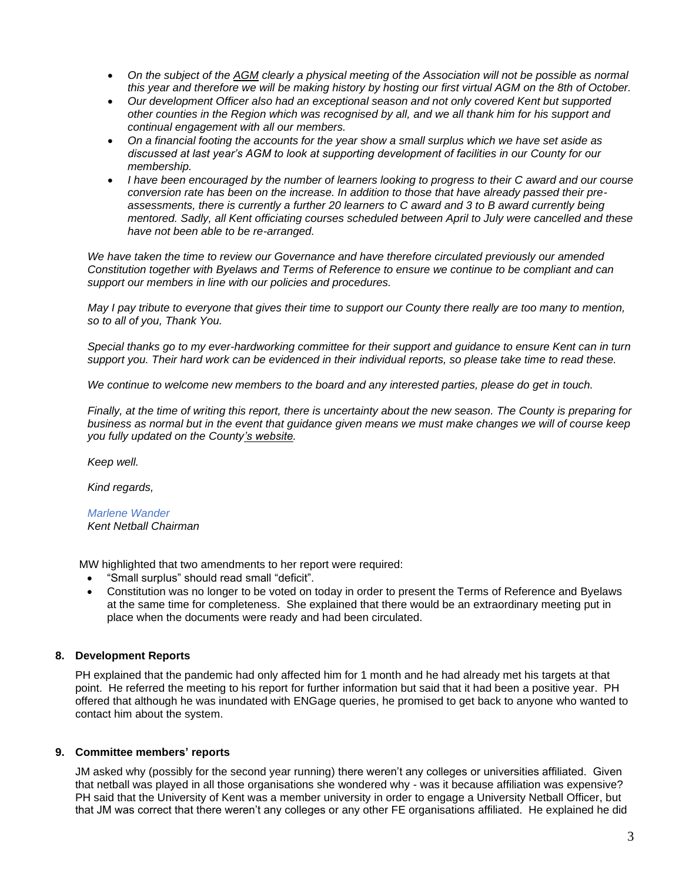- *On the subject of the AGM clearly a physical meeting of the Association will not be possible as normal this year and therefore we will be making history by hosting our first virtual AGM on the 8th of October.*
- *Our development Officer also had an exceptional season and not only covered Kent but supported other counties in the Region which was recognised by all, and we all thank him for his support and continual engagement with all our members.*
- *On a financial footing the accounts for the year show a small surplus which we have set aside as discussed at last year's AGM to look at supporting development of facilities in our County for our membership.*
- *I have been encouraged by the number of learners looking to progress to their C award and our course conversion rate has been on the increase. In addition to those that have already passed their pre-assessments, there is currently a further 20 learners to C award and 3 to B award currently being mentored. Sadly, all Kent officiating courses scheduled between April to July were cancelled and these have not been able to be re-arranged.*

*We have taken the time to review our Governance and have therefore circulated previously our amended Constitution together with Byelaws and Terms of Reference to ensure we continue to be compliant and can support our members in line with our policies and procedures.*

*May I pay tribute to everyone that gives their time to support our County there really are too many to mention, so to all of you, Thank You.*

*Special thanks go to my ever-hardworking committee for their support and guidance to ensure Kent can in turn support you. Their hard work can be evidenced in their individual reports, so please take time to read these.*

*We continue to welcome new members to the board and any interested parties, please do get in touch.*

*Finally, at the time of writing this report, there is uncertainty about the new season. The County is preparing for business as normal but in the event that guidance given means we must make changes we will of course keep you fully updated on the County's website.*

*Keep well.*

*Kind regards,*

*Marlene Wander*
*Kent Netball Chairman*

MW highlighted that two amendments to her report were required:

- "Small surplus" should read small "deficit".
- Constitution was no longer to be voted on today in order to present the Terms of Reference and Byelaws at the same time for completeness. She explained that there would be an extraordinary meeting put in place when the documents were ready and had been circulated.

## 8. Development Reports

PH explained that the pandemic had only affected him for 1 month and he had already met his targets at that point. He referred the meeting to his report for further information but said that it had been a positive year. PH offered that although he was inundated with ENGage queries, he promised to get back to anyone who wanted to contact him about the system.

## 9. Committee members' reports

JM asked why (possibly for the second year running) there weren't any colleges or universities affiliated. Given that netball was played in all those organisations she wondered why - was it because affiliation was expensive? PH said that the University of Kent was a member university in order to engage a University Netball Officer, but that JM was correct that there weren't any colleges or any other FE organisations affiliated. He explained he did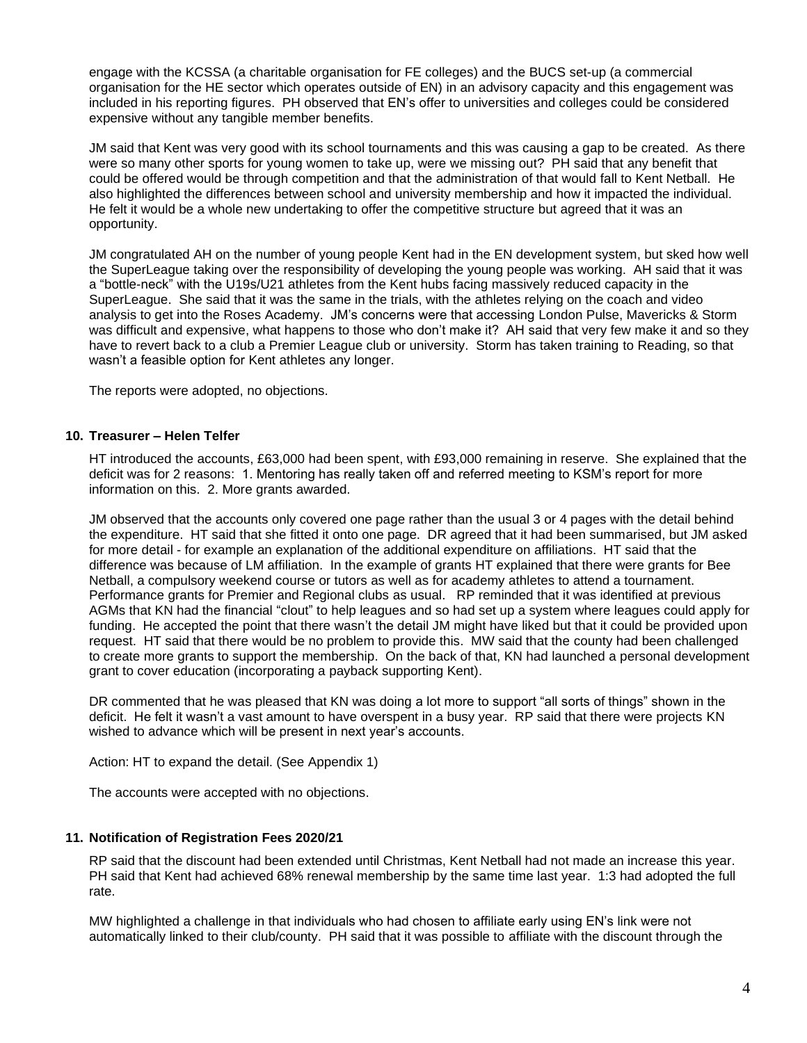engage with the KCSSA (a charitable organisation for FE colleges) and the BUCS set-up (a commercial organisation for the HE sector which operates outside of EN) in an advisory capacity and this engagement was included in his reporting figures. PH observed that EN's offer to universities and colleges could be considered expensive without any tangible member benefits.

JM said that Kent was very good with its school tournaments and this was causing a gap to be created. As there were so many other sports for young women to take up, were we missing out? PH said that any benefit that could be offered would be through competition and that the administration of that would fall to Kent Netball. He also highlighted the differences between school and university membership and how it impacted the individual. He felt it would be a whole new undertaking to offer the competitive structure but agreed that it was an opportunity.

JM congratulated AH on the number of young people Kent had in the EN development system, but sked how well the SuperLeague taking over the responsibility of developing the young people was working. AH said that it was a "bottle-neck" with the U19s/U21 athletes from the Kent hubs facing massively reduced capacity in the SuperLeague. She said that it was the same in the trials, with the athletes relying on the coach and video analysis to get into the Roses Academy. JM's concerns were that accessing London Pulse, Mavericks & Storm was difficult and expensive, what happens to those who don't make it? AH said that very few make it and so they have to revert back to a club a Premier League club or university. Storm has taken training to Reading, so that wasn't a feasible option for Kent athletes any longer.

The reports were adopted, no objections.

## 10. Treasurer – Helen Telfer

HT introduced the accounts, £63,000 had been spent, with £93,000 remaining in reserve. She explained that the deficit was for 2 reasons: 1. Mentoring has really taken off and referred meeting to KSM's report for more information on this. 2. More grants awarded.

JM observed that the accounts only covered one page rather than the usual 3 or 4 pages with the detail behind the expenditure. HT said that she fitted it onto one page. DR agreed that it had been summarised, but JM asked for more detail - for example an explanation of the additional expenditure on affiliations. HT said that the difference was because of LM affiliation. In the example of grants HT explained that there were grants for Bee Netball, a compulsory weekend course or tutors as well as for academy athletes to attend a tournament. Performance grants for Premier and Regional clubs as usual. RP reminded that it was identified at previous AGMs that KN had the financial "clout" to help leagues and so had set up a system where leagues could apply for funding. He accepted the point that there wasn't the detail JM might have liked but that it could be provided upon request. HT said that there would be no problem to provide this. MW said that the county had been challenged to create more grants to support the membership. On the back of that, KN had launched a personal development grant to cover education (incorporating a payback supporting Kent).

DR commented that he was pleased that KN was doing a lot more to support "all sorts of things" shown in the deficit. He felt it wasn't a vast amount to have overspent in a busy year. RP said that there were projects KN wished to advance which will be present in next year's accounts.

Action: HT to expand the detail. (See Appendix 1)

The accounts were accepted with no objections.

## 11. Notification of Registration Fees 2020/21

RP said that the discount had been extended until Christmas, Kent Netball had not made an increase this year. PH said that Kent had achieved 68% renewal membership by the same time last year. 1:3 had adopted the full rate.

MW highlighted a challenge in that individuals who had chosen to affiliate early using EN's link were not automatically linked to their club/county. PH said that it was possible to affiliate with the discount through the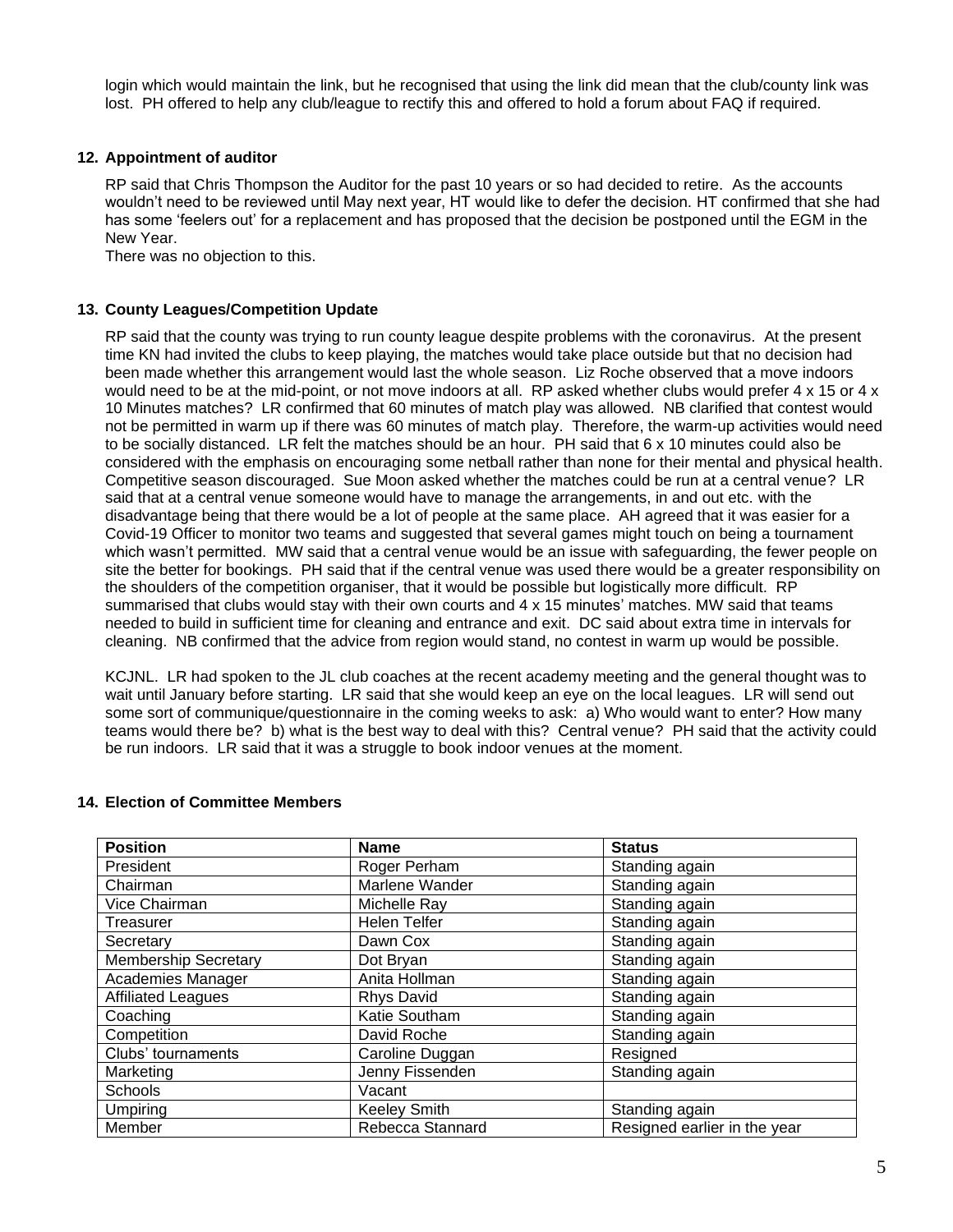login which would maintain the link, but he recognised that using the link did mean that the club/county link was lost. PH offered to help any club/league to rectify this and offered to hold a forum about FAQ if required.

**12. Appointment of auditor**

RP said that Chris Thompson the Auditor for the past 10 years or so had decided to retire. As the accounts wouldn't need to be reviewed until May next year, HT would like to defer the decision. HT confirmed that she had has some 'feelers out' for a replacement and has proposed that the decision be postponed until the EGM in the New Year.

There was no objection to this.

**13. County Leagues/Competition Update**

RP said that the county was trying to run county league despite problems with the coronavirus. At the present time KN had invited the clubs to keep playing, the matches would take place outside but that no decision had been made whether this arrangement would last the whole season. Liz Roche observed that a move indoors would need to be at the mid-point, or not move indoors at all. RP asked whether clubs would prefer 4 x 15 or 4 x 10 Minutes matches? LR confirmed that 60 minutes of match play was allowed. NB clarified that contest would not be permitted in warm up if there was 60 minutes of match play. Therefore, the warm-up activities would need to be socially distanced. LR felt the matches should be an hour. PH said that 6 x 10 minutes could also be considered with the emphasis on encouraging some netball rather than none for their mental and physical health. Competitive season discouraged. Sue Moon asked whether the matches could be run at a central venue? LR said that at a central venue someone would have to manage the arrangements, in and out etc. with the disadvantage being that there would be a lot of people at the same place. AH agreed that it was easier for a Covid-19 Officer to monitor two teams and suggested that several games might touch on being a tournament which wasn't permitted. MW said that a central venue would be an issue with safeguarding, the fewer people on site the better for bookings. PH said that if the central venue was used there would be a greater responsibility on the shoulders of the competition organiser, that it would be possible but logistically more difficult. RP summarised that clubs would stay with their own courts and 4 x 15 minutes' matches. MW said that teams needed to build in sufficient time for cleaning and entrance and exit. DC said about extra time in intervals for cleaning. NB confirmed that the advice from region would stand, no contest in warm up would be possible.

KCJNL. LR had spoken to the JL club coaches at the recent academy meeting and the general thought was to wait until January before starting. LR said that she would keep an eye on the local leagues. LR will send out some sort of communique/questionnaire in the coming weeks to ask: a) Who would want to enter? How many teams would there be? b) what is the best way to deal with this? Central venue? PH said that the activity could be run indoors. LR said that it was a struggle to book indoor venues at the moment.

**14. Election of Committee Members**

| Position | Name | Status |
|---|---|---|
| President | Roger Perham | Standing again |
| Chairman | Marlene Wander | Standing again |
| Vice Chairman | Michelle Ray | Standing again |
| Treasurer | Helen Telfer | Standing again |
| Secretary | Dawn Cox | Standing again |
| Membership Secretary | Dot Bryan | Standing again |
| Academies Manager | Anita Hollman | Standing again |
| Affiliated Leagues | Rhys David | Standing again |
| Coaching | Katie Southam | Standing again |
| Competition | David Roche | Standing again |
| Clubs' tournaments | Caroline Duggan | Resigned |
| Marketing | Jenny Fissenden | Standing again |
| Schools | Vacant | |
| Umpiring | Keeley Smith | Standing again |
| Member | Rebecca Stannard | Resigned earlier in the year |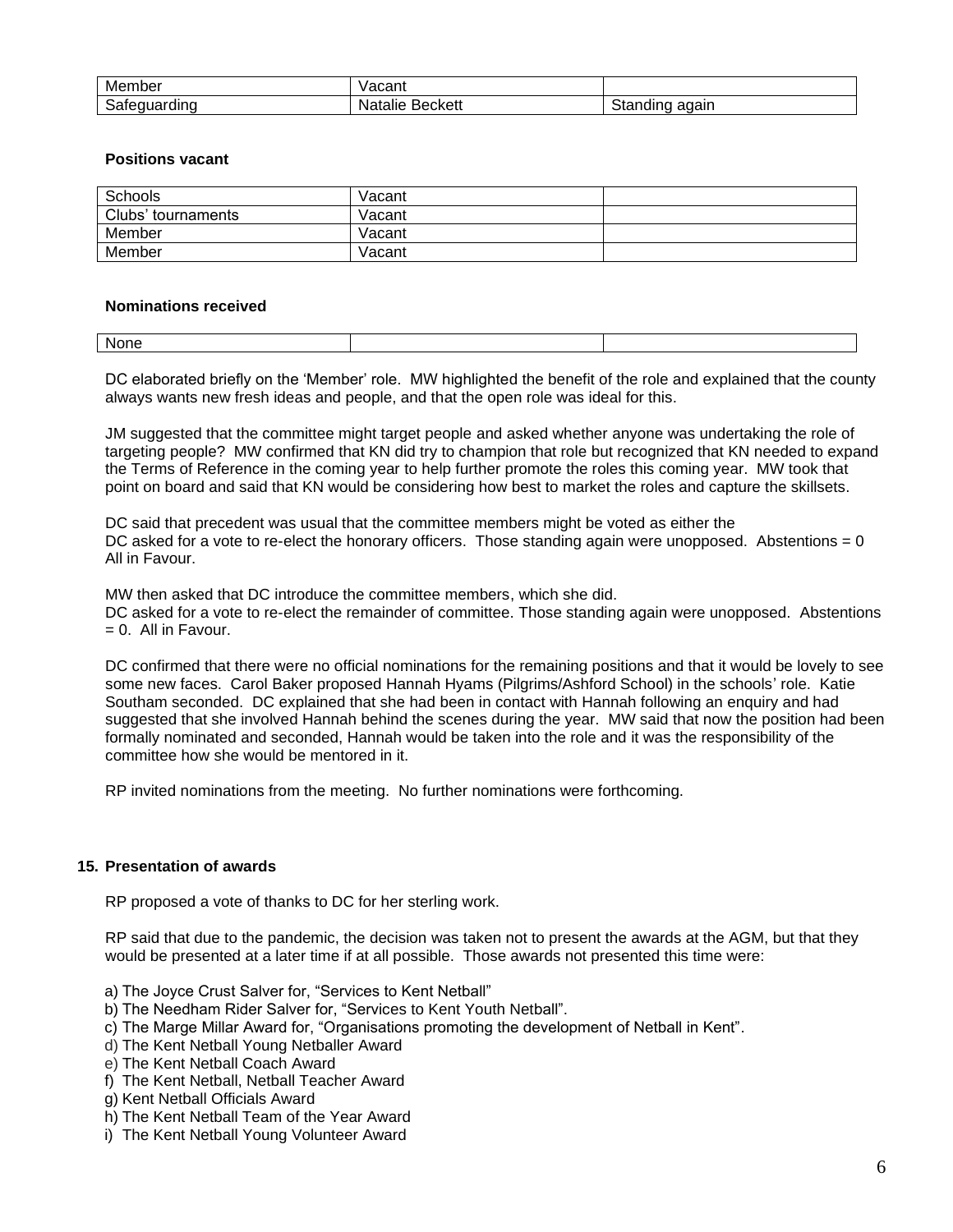| Member | Vacant | |
|---|---|---|
| Safeguarding | Natalie Beckett | Standing again |

**Positions vacant**

| Schools | Vacant | |
|---|---|---|
| Clubs' tournaments | Vacant | |
| Member | Vacant | |
| Member | Vacant | |

**Nominations received**

| None | | |
|---|---|---|

DC elaborated briefly on the 'Member' role. MW highlighted the benefit of the role and explained that the county always wants new fresh ideas and people, and that the open role was ideal for this.

JM suggested that the committee might target people and asked whether anyone was undertaking the role of targeting people? MW confirmed that KN did try to champion that role but recognized that KN needed to expand the Terms of Reference in the coming year to help further promote the roles this coming year. MW took that point on board and said that KN would be considering how best to market the roles and capture the skillsets.

DC said that precedent was usual that the committee members might be voted as either the
DC asked for a vote to re-elect the honorary officers. Those standing again were unopposed. Abstentions = 0
All in Favour.

MW then asked that DC introduce the committee members, which she did.
DC asked for a vote to re-elect the remainder of committee. Those standing again were unopposed. Abstentions = 0. All in Favour.

DC confirmed that there were no official nominations for the remaining positions and that it would be lovely to see some new faces. Carol Baker proposed Hannah Hyams (Pilgrims/Ashford School) in the schools' role. Katie Southam seconded. DC explained that she had been in contact with Hannah following an enquiry and had suggested that she involved Hannah behind the scenes during the year. MW said that now the position had been formally nominated and seconded, Hannah would be taken into the role and it was the responsibility of the committee how she would be mentored in it.

RP invited nominations from the meeting. No further nominations were forthcoming.

**15. Presentation of awards**

RP proposed a vote of thanks to DC for her sterling work.

RP said that due to the pandemic, the decision was taken not to present the awards at the AGM, but that they would be presented at a later time if at all possible. Those awards not presented this time were:

a) The Joyce Crust Salver for, "Services to Kent Netball"
b) The Needham Rider Salver for, "Services to Kent Youth Netball".
c) The Marge Millar Award for, "Organisations promoting the development of Netball in Kent".
d) The Kent Netball Young Netballer Award
e) The Kent Netball Coach Award
f) The Kent Netball, Netball Teacher Award
g) Kent Netball Officials Award
h) The Kent Netball Team of the Year Award
i) The Kent Netball Young Volunteer Award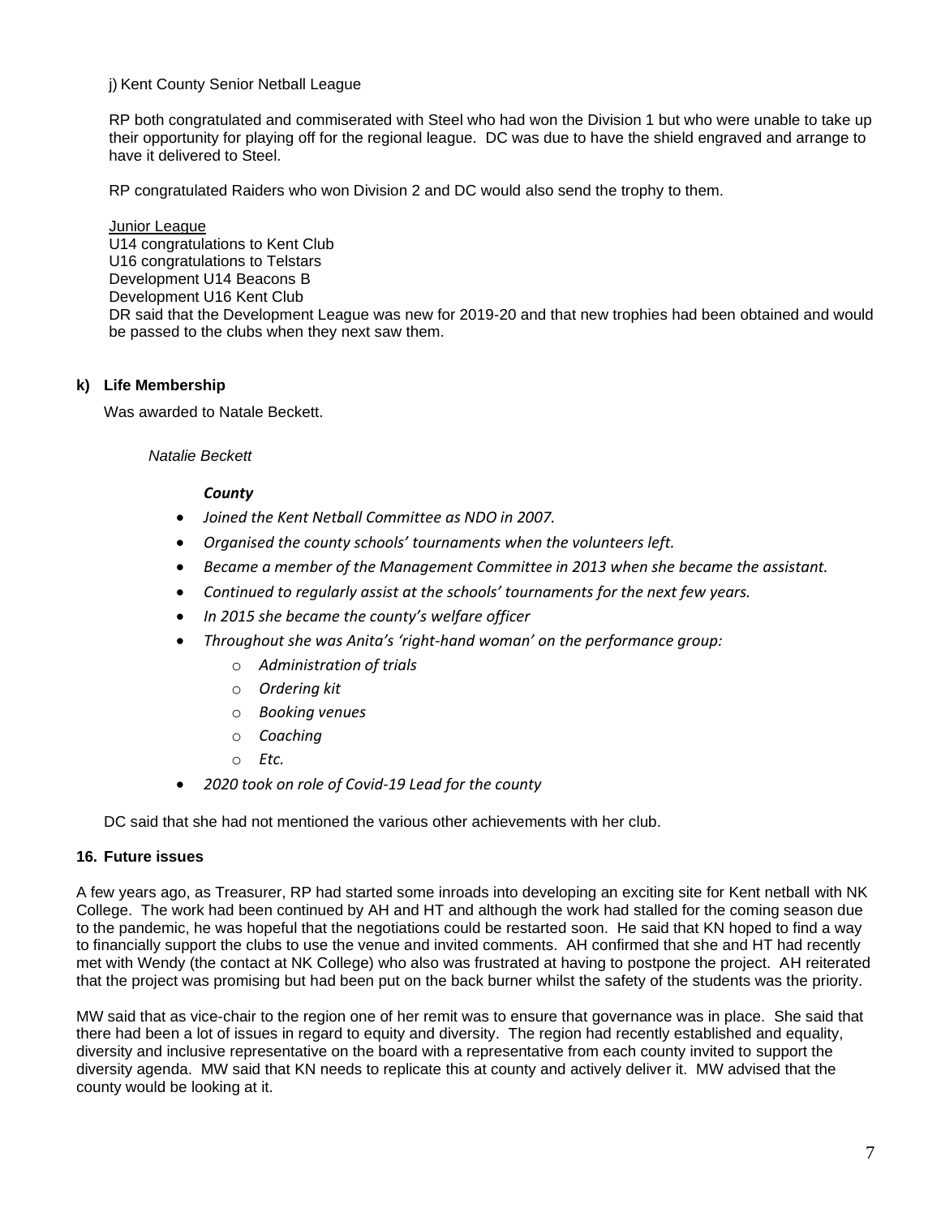j) Kent County Senior Netball League

RP both congratulated and commiserated with Steel who had won the Division 1 but who were unable to take up their opportunity for playing off for the regional league. DC was due to have the shield engraved and arrange to have it delivered to Steel.

RP congratulated Raiders who won Division 2 and DC would also send the trophy to them.

Junior League
U14 congratulations to Kent Club
U16 congratulations to Telstars
Development U14 Beacons B
Development U16 Kent Club
DR said that the Development League was new for 2019-20 and that new trophies had been obtained and would be passed to the clubs when they next saw them.

**k) Life Membership**

Was awarded to Natale Beckett.

*Natalie Beckett*

***County***

- *Joined the Kent Netball Committee as NDO in 2007.*
- *Organised the county schools' tournaments when the volunteers left.*
- *Became a member of the Management Committee in 2013 when she became the assistant.*
- *Continued to regularly assist at the schools' tournaments for the next few years.*
- *In 2015 she became the county's welfare officer*
- *Throughout she was Anita's 'right-hand woman' on the performance group:*
  - *Administration of trials*
  - *Ordering kit*
  - *Booking venues*
  - *Coaching*
  - *Etc.*
- *2020 took on role of Covid-19 Lead for the county*

DC said that she had not mentioned the various other achievements with her club.

**16. Future issues**

A few years ago, as Treasurer, RP had started some inroads into developing an exciting site for Kent netball with NK College. The work had been continued by AH and HT and although the work had stalled for the coming season due to the pandemic, he was hopeful that the negotiations could be restarted soon. He said that KN hoped to find a way to financially support the clubs to use the venue and invited comments. AH confirmed that she and HT had recently met with Wendy (the contact at NK College) who also was frustrated at having to postpone the project. AH reiterated that the project was promising but had been put on the back burner whilst the safety of the students was the priority.

MW said that as vice-chair to the region one of her remit was to ensure that governance was in place. She said that there had been a lot of issues in regard to equity and diversity. The region had recently established and equality, diversity and inclusive representative on the board with a representative from each county invited to support the diversity agenda. MW said that KN needs to replicate this at county and actively deliver it. MW advised that the county would be looking at it.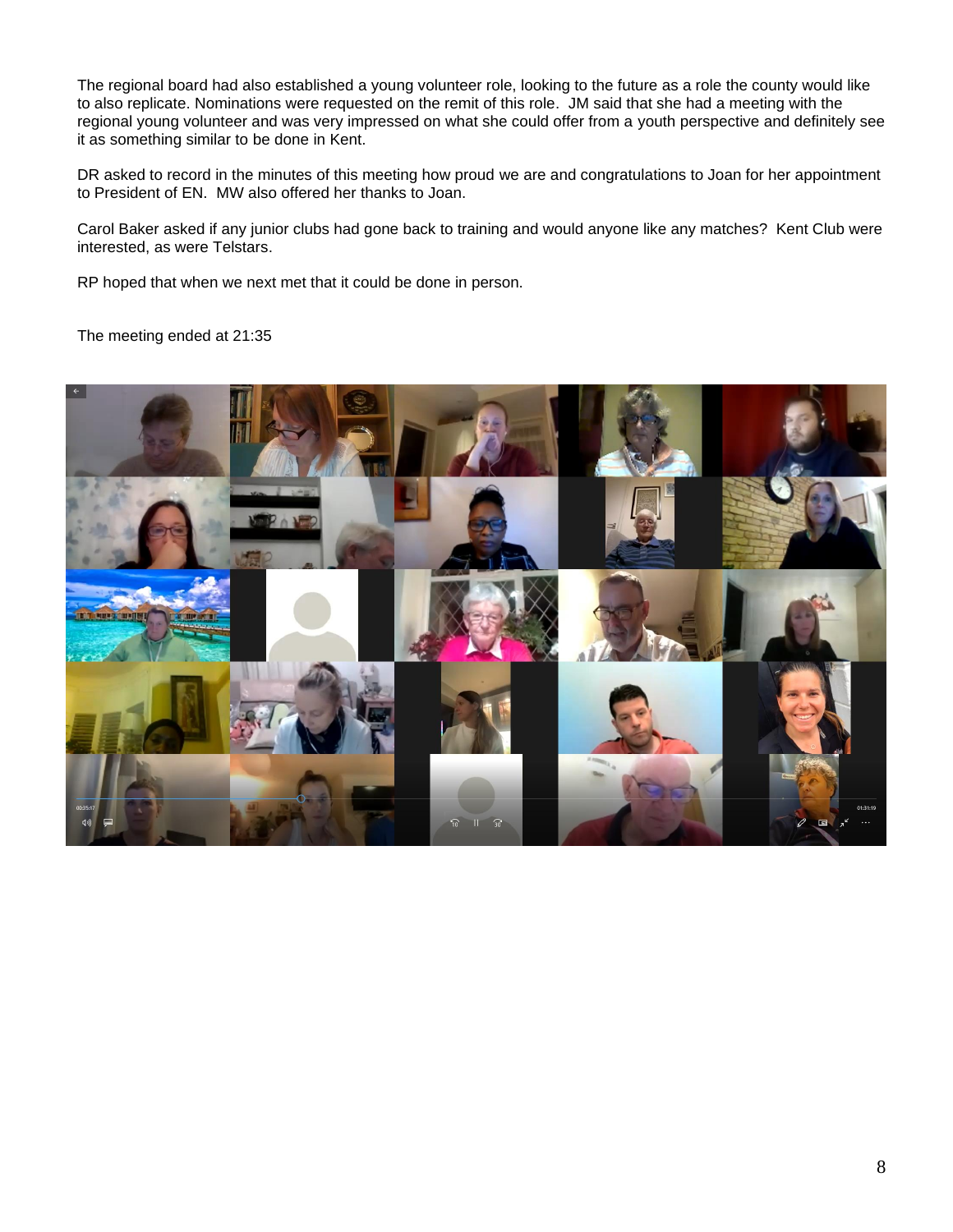The regional board had also established a young volunteer role, looking to the future as a role the county would like to also replicate. Nominations were requested on the remit of this role. JM said that she had a meeting with the regional young volunteer and was very impressed on what she could offer from a youth perspective and definitely see it as something similar to be done in Kent.

DR asked to record in the minutes of this meeting how proud we are and congratulations to Joan for her appointment to President of EN. MW also offered her thanks to Joan.

Carol Baker asked if any junior clubs had gone back to training and would anyone like any matches? Kent Club were interested, as were Telstars.

RP hoped that when we next met that it could be done in person.

The meeting ended at 21:35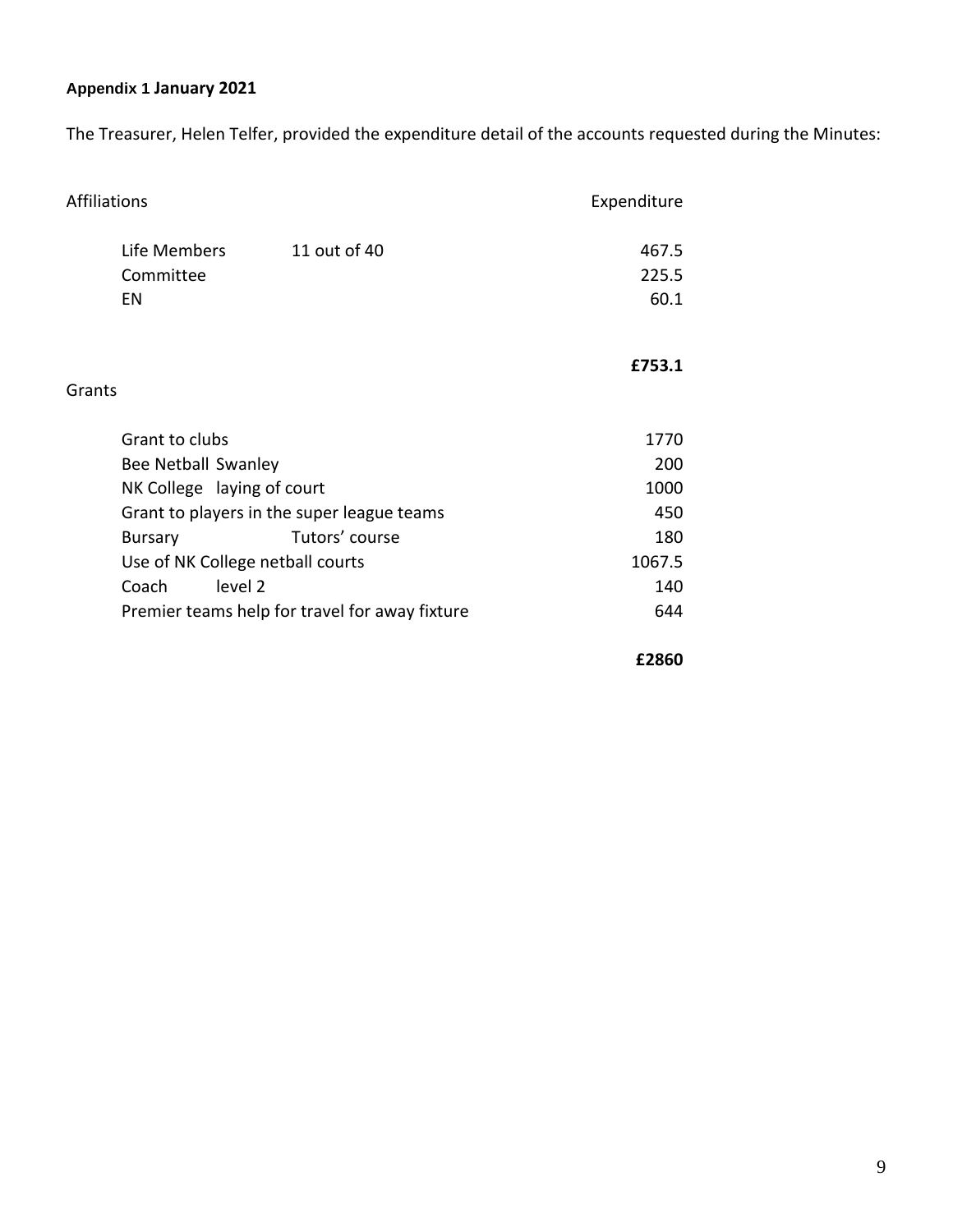**Appendix 1 January 2021**

The Treasurer, Helen Telfer, provided the expenditure detail of the accounts requested during the Minutes:

| | | |
|---|---|---|
| Affiliations | | Expenditure |
| Life Members | 11 out of 40 | 467.5 |
| Committee | | 225.5 |
| EN | | 60.1 |
| | | **£753.1** |
| Grants | | |
| Grant to clubs | | 1770 |
| Bee Netball Swanley | | 200 |
| NK College laying of court | | 1000 |
| Grant to players in the super league teams | | 450 |
| Bursary | Tutors' course | 180 |
| Use of NK College netball courts | | 1067.5 |
| Coach | level 2 | 140 |
| Premier teams help for travel for away fixture | | 644 |
| | | **£2860** |